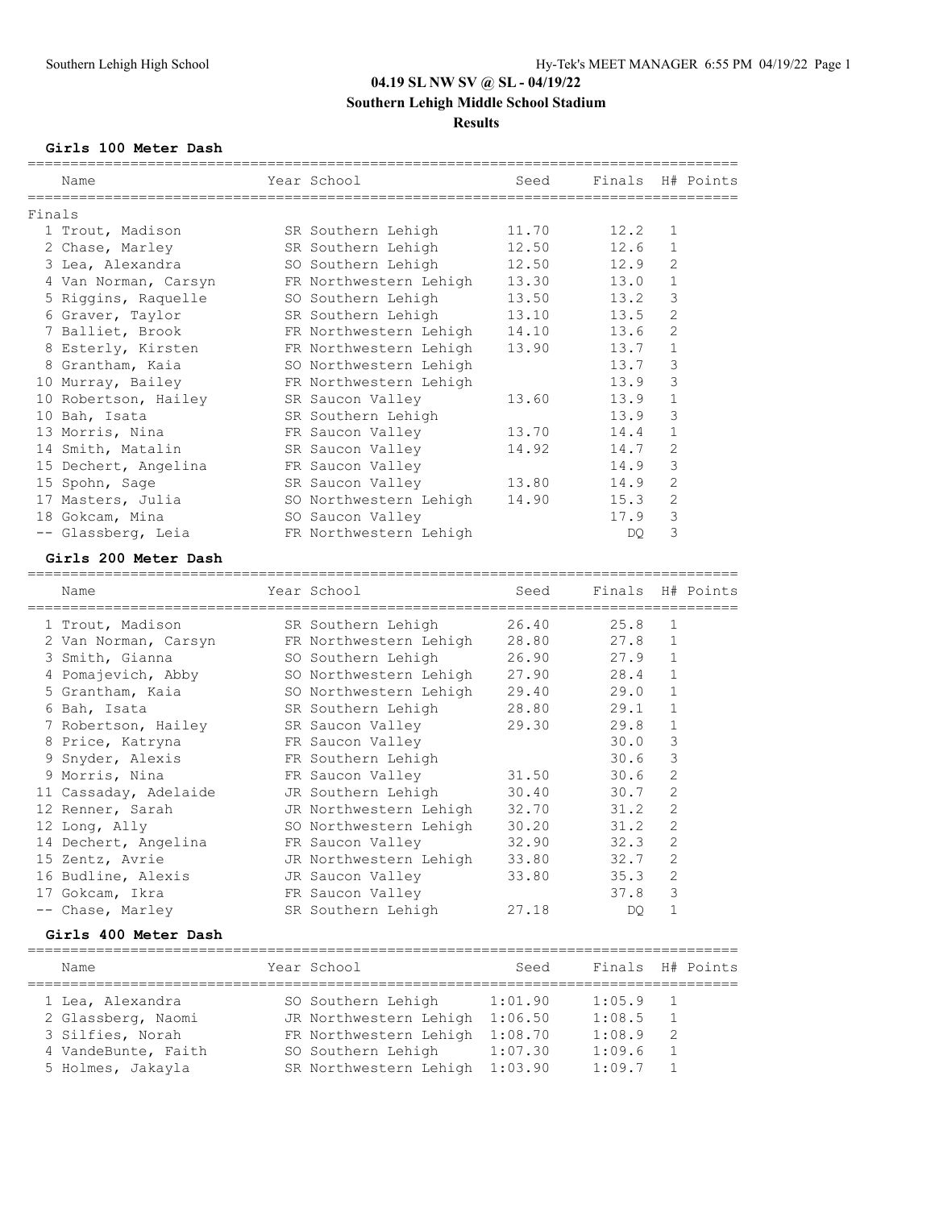# 04.19 SL NW SV @ SL - 04/19/22

**Southern Lehigh Middle School Stadium**

**Results**

### Girls 100 Meter Dash

| Name | Year | School | Seed | Finals | H# | Points |
|---|---|---|---|---|---|---|
| **Finals** | | | | | | |
| 1 Trout, Madison | SR | Southern Lehigh | 11.70 | 12.2 | 1 | |
| 2 Chase, Marley | SR | Southern Lehigh | 12.50 | 12.6 | 1 | |
| 3 Lea, Alexandra | SO | Southern Lehigh | 12.50 | 12.9 | 2 | |
| 4 Van Norman, Carsyn | FR | Northwestern Lehigh | 13.30 | 13.0 | 1 | |
| 5 Riggins, Raquelle | SO | Southern Lehigh | 13.50 | 13.2 | 3 | |
| 6 Graver, Taylor | SR | Southern Lehigh | 13.10 | 13.5 | 2 | |
| 7 Balliet, Brook | FR | Northwestern Lehigh | 14.10 | 13.6 | 2 | |
| 8 Esterly, Kirsten | FR | Northwestern Lehigh | 13.90 | 13.7 | 1 | |
| 8 Grantham, Kaia | SO | Northwestern Lehigh | | 13.7 | 3 | |
| 10 Murray, Bailey | FR | Northwestern Lehigh | | 13.9 | 3 | |
| 10 Robertson, Hailey | SR | Saucon Valley | 13.60 | 13.9 | 1 | |
| 10 Bah, Isata | SR | Southern Lehigh | | 13.9 | 3 | |
| 13 Morris, Nina | FR | Saucon Valley | 13.70 | 14.4 | 1 | |
| 14 Smith, Matalin | SR | Saucon Valley | 14.92 | 14.7 | 2 | |
| 15 Dechert, Angelina | FR | Saucon Valley | | 14.9 | 3 | |
| 15 Spohn, Sage | SR | Saucon Valley | 13.80 | 14.9 | 2 | |
| 17 Masters, Julia | SO | Northwestern Lehigh | 14.90 | 15.3 | 2 | |
| 18 Gokcam, Mina | SO | Saucon Valley | | 17.9 | 3 | |
| -- Glassberg, Leia | FR | Northwestern Lehigh | | DQ | 3 | |

### Girls 200 Meter Dash

| Name | Year | School | Seed | Finals | H# | Points |
|---|---|---|---|---|---|---|
| 1 Trout, Madison | SR | Southern Lehigh | 26.40 | 25.8 | 1 | |
| 2 Van Norman, Carsyn | FR | Northwestern Lehigh | 28.80 | 27.8 | 1 | |
| 3 Smith, Gianna | SO | Southern Lehigh | 26.90 | 27.9 | 1 | |
| 4 Pomajevich, Abby | SO | Northwestern Lehigh | 27.90 | 28.4 | 1 | |
| 5 Grantham, Kaia | SO | Northwestern Lehigh | 29.40 | 29.0 | 1 | |
| 6 Bah, Isata | SR | Southern Lehigh | 28.80 | 29.1 | 1 | |
| 7 Robertson, Hailey | SR | Saucon Valley | 29.30 | 29.8 | 1 | |
| 8 Price, Katryna | FR | Saucon Valley | | 30.0 | 3 | |
| 9 Snyder, Alexis | FR | Southern Lehigh | | 30.6 | 3 | |
| 9 Morris, Nina | FR | Saucon Valley | 31.50 | 30.6 | 2 | |
| 11 Cassaday, Adelaide | JR | Southern Lehigh | 30.40 | 30.7 | 2 | |
| 12 Renner, Sarah | JR | Northwestern Lehigh | 32.70 | 31.2 | 2 | |
| 12 Long, Ally | SO | Northwestern Lehigh | 30.20 | 31.2 | 2 | |
| 14 Dechert, Angelina | FR | Saucon Valley | 32.90 | 32.3 | 2 | |
| 15 Zentz, Avrie | JR | Northwestern Lehigh | 33.80 | 32.7 | 2 | |
| 16 Budline, Alexis | JR | Saucon Valley | 33.80 | 35.3 | 2 | |
| 17 Gokcam, Ikra | FR | Saucon Valley | | 37.8 | 3 | |
| -- Chase, Marley | SR | Southern Lehigh | 27.18 | DQ | 1 | |

### Girls 400 Meter Dash

| Name | Year | School | Seed | Finals | H# | Points |
|---|---|---|---|---|---|---|
| 1 Lea, Alexandra | SO | Southern Lehigh | 1:01.90 | 1:05.9 | 1 | |
| 2 Glassberg, Naomi | JR | Northwestern Lehigh | 1:06.50 | 1:08.5 | 1 | |
| 3 Silfies, Norah | FR | Northwestern Lehigh | 1:08.70 | 1:08.9 | 2 | |
| 4 VandeBunte, Faith | SO | Southern Lehigh | 1:07.30 | 1:09.6 | 1 | |
| 5 Holmes, Jakayla | SR | Northwestern Lehigh | 1:03.90 | 1:09.7 | 1 | |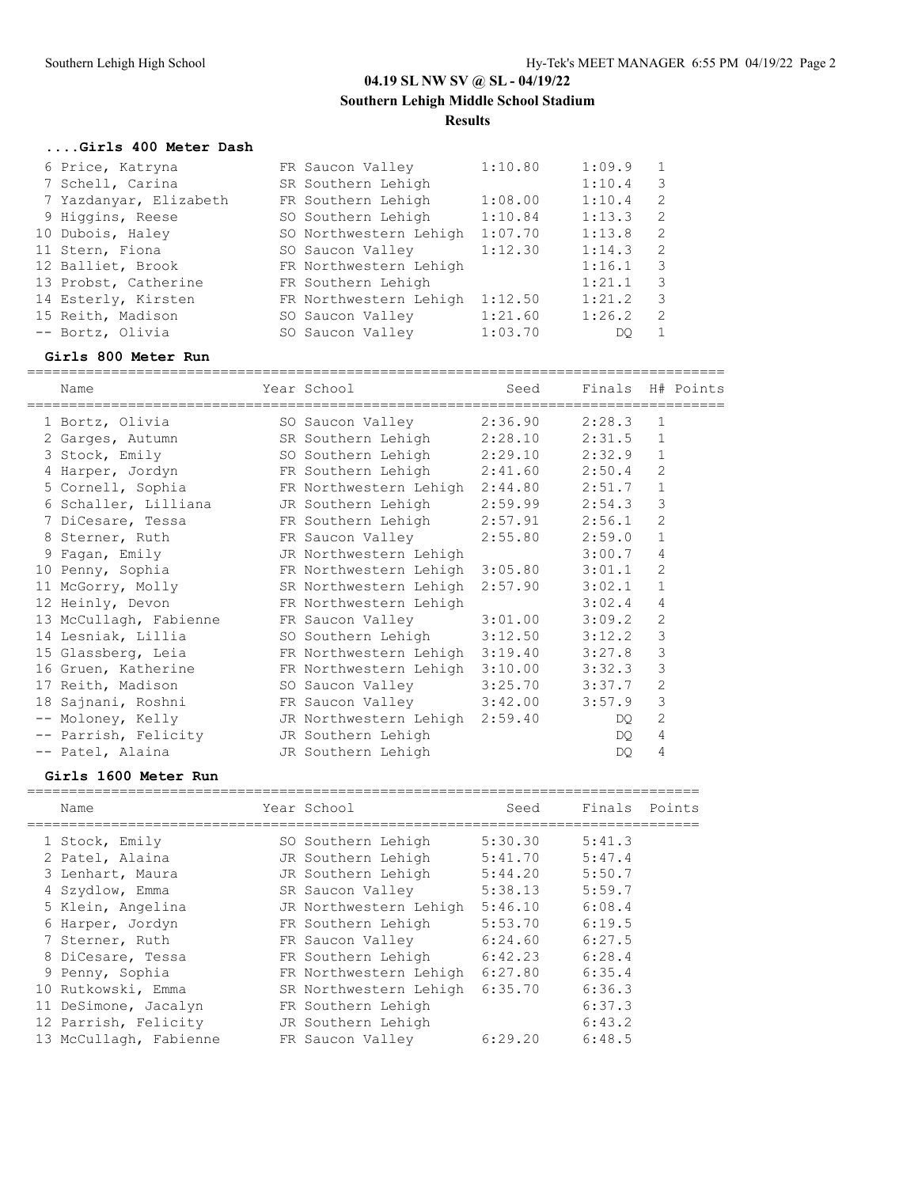## 04.19 SL NW SV @ SL - 04/19/22

**Southern Lehigh Middle School Stadium**

**Results**

### ....Girls 400 Meter Dash

| Place | Name | Year | School | Seed | Finals | H# | Points |
|---|---|---|---|---|---|---|---|
| 6 | Price, Katryna | FR | Saucon Valley | 1:10.80 | 1:09.9 | 1 | |
| 7 | Schell, Carina | SR | Southern Lehigh | | 1:10.4 | 3 | |
| 7 | Yazdanyar, Elizabeth | FR | Southern Lehigh | 1:08.00 | 1:10.4 | 2 | |
| 9 | Higgins, Reese | SO | Southern Lehigh | 1:10.84 | 1:13.3 | 2 | |
| 10 | Dubois, Haley | SO | Northwestern Lehigh | 1:07.70 | 1:13.8 | 2 | |
| 11 | Stern, Fiona | SO | Saucon Valley | 1:12.30 | 1:14.3 | 2 | |
| 12 | Balliet, Brook | FR | Northwestern Lehigh | | 1:16.1 | 3 | |
| 13 | Probst, Catherine | FR | Southern Lehigh | | 1:21.1 | 3 | |
| 14 | Esterly, Kirsten | FR | Northwestern Lehigh | 1:12.50 | 1:21.2 | 3 | |
| 15 | Reith, Madison | SO | Saucon Valley | 1:21.60 | 1:26.2 | 2 | |
| -- | Bortz, Olivia | SO | Saucon Valley | 1:03.70 | DQ | 1 | |

### Girls 800 Meter Run

| Place | Name | Year | School | Seed | Finals | H# | Points |
|---|---|---|---|---|---|---|---|
| 1 | Bortz, Olivia | SO | Saucon Valley | 2:36.90 | 2:28.3 | 1 | |
| 2 | Garges, Autumn | SR | Southern Lehigh | 2:28.10 | 2:31.5 | 1 | |
| 3 | Stock, Emily | SO | Southern Lehigh | 2:29.10 | 2:32.9 | 1 | |
| 4 | Harper, Jordyn | FR | Southern Lehigh | 2:41.60 | 2:50.4 | 2 | |
| 5 | Cornell, Sophia | FR | Northwestern Lehigh | 2:44.80 | 2:51.7 | 1 | |
| 6 | Schaller, Lilliana | JR | Southern Lehigh | 2:59.99 | 2:54.3 | 3 | |
| 7 | DiCesare, Tessa | FR | Southern Lehigh | 2:57.91 | 2:56.1 | 2 | |
| 8 | Sterner, Ruth | FR | Saucon Valley | 2:55.80 | 2:59.0 | 1 | |
| 9 | Fagan, Emily | JR | Northwestern Lehigh | | 3:00.7 | 4 | |
| 10 | Penny, Sophia | FR | Northwestern Lehigh | 3:05.80 | 3:01.1 | 2 | |
| 11 | McGorry, Molly | SR | Northwestern Lehigh | 2:57.90 | 3:02.1 | 1 | |
| 12 | Heinly, Devon | FR | Northwestern Lehigh | | 3:02.4 | 4 | |
| 13 | McCullagh, Fabienne | FR | Saucon Valley | 3:01.00 | 3:09.2 | 2 | |
| 14 | Lesniak, Lillia | SO | Southern Lehigh | 3:12.50 | 3:12.2 | 3 | |
| 15 | Glassberg, Leia | FR | Northwestern Lehigh | 3:19.40 | 3:27.8 | 3 | |
| 16 | Gruen, Katherine | FR | Northwestern Lehigh | 3:10.00 | 3:32.3 | 3 | |
| 17 | Reith, Madison | SO | Saucon Valley | 3:25.70 | 3:37.7 | 2 | |
| 18 | Sajnani, Roshni | FR | Saucon Valley | 3:42.00 | 3:57.9 | 3 | |
| -- | Moloney, Kelly | JR | Northwestern Lehigh | 2:59.40 | DQ | 2 | |
| -- | Parrish, Felicity | JR | Southern Lehigh | | DQ | 4 | |
| -- | Patel, Alaina | JR | Southern Lehigh | | DQ | 4 | |

### Girls 1600 Meter Run

| Place | Name | Year | School | Seed | Finals | Points |
|---|---|---|---|---|---|---|
| 1 | Stock, Emily | SO | Southern Lehigh | 5:30.30 | 5:41.3 | |
| 2 | Patel, Alaina | JR | Southern Lehigh | 5:41.70 | 5:47.4 | |
| 3 | Lenhart, Maura | JR | Southern Lehigh | 5:44.20 | 5:50.7 | |
| 4 | Szydlow, Emma | SR | Saucon Valley | 5:38.13 | 5:59.7 | |
| 5 | Klein, Angelina | JR | Northwestern Lehigh | 5:46.10 | 6:08.4 | |
| 6 | Harper, Jordyn | FR | Southern Lehigh | 5:53.70 | 6:19.5 | |
| 7 | Sterner, Ruth | FR | Saucon Valley | 6:24.60 | 6:27.5 | |
| 8 | DiCesare, Tessa | FR | Southern Lehigh | 6:42.23 | 6:28.4 | |
| 9 | Penny, Sophia | FR | Northwestern Lehigh | 6:27.80 | 6:35.4 | |
| 10 | Rutkowski, Emma | SR | Northwestern Lehigh | 6:35.70 | 6:36.3 | |
| 11 | DeSimone, Jacalyn | FR | Southern Lehigh | | 6:37.3 | |
| 12 | Parrish, Felicity | JR | Southern Lehigh | | 6:43.2 | |
| 13 | McCullagh, Fabienne | FR | Saucon Valley | 6:29.20 | 6:48.5 | |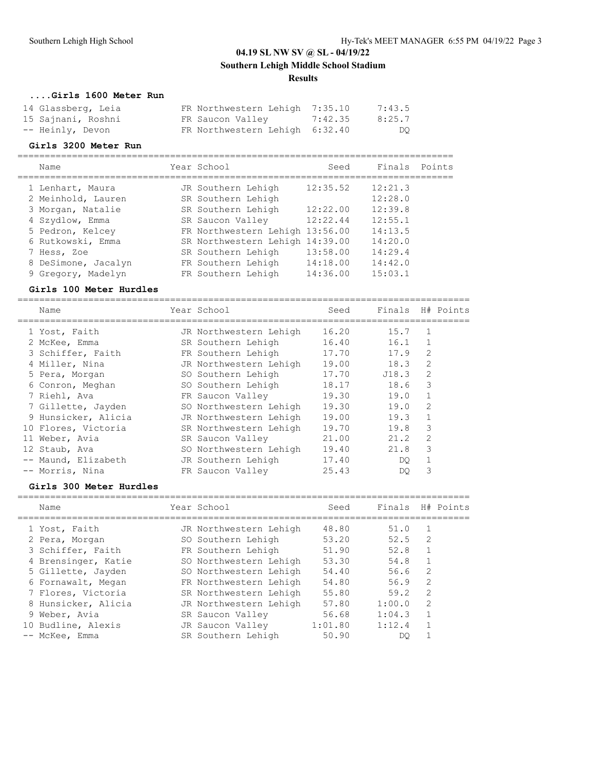# 04.19 SL NW SV @ SL - 04/19/22

**Southern Lehigh Middle School Stadium**

**Results**

### ....Girls 1600 Meter Run

| Place | Name | Year | School | Seed | Finals |
|---|---|---|---|---|---|
| 14 | Glassberg, Leia | FR | Northwestern Lehigh | 7:35.10 | 7:43.5 |
| 15 | Sajnani, Roshni | FR | Saucon Valley | 7:42.35 | 8:25.7 |
| -- | Heinly, Devon | FR | Northwestern Lehigh | 6:32.40 | DQ |

### Girls 3200 Meter Run

| Place | Name | Year | School | Seed | Finals | Points |
|---|---|---|---|---|---|---|
| 1 | Lenhart, Maura | JR | Southern Lehigh | 12:35.52 | 12:21.3 | |
| 2 | Meinhold, Lauren | SR | Southern Lehigh | | 12:28.0 | |
| 3 | Morgan, Natalie | SR | Southern Lehigh | 12:22.00 | 12:39.8 | |
| 4 | Szydlow, Emma | SR | Saucon Valley | 12:22.44 | 12:55.1 | |
| 5 | Pedron, Kelcey | FR | Northwestern Lehigh | 13:56.00 | 14:13.5 | |
| 6 | Rutkowski, Emma | SR | Northwestern Lehigh | 14:39.00 | 14:20.0 | |
| 7 | Hess, Zoe | SR | Southern Lehigh | 13:58.00 | 14:29.4 | |
| 8 | DeSimone, Jacalyn | FR | Southern Lehigh | 14:18.00 | 14:42.0 | |
| 9 | Gregory, Madelyn | FR | Southern Lehigh | 14:36.00 | 15:03.1 | |

### Girls 100 Meter Hurdles

| Place | Name | Year | School | Seed | Finals | H# | Points |
|---|---|---|---|---|---|---|---|
| 1 | Yost, Faith | JR | Northwestern Lehigh | 16.20 | 15.7 | 1 | |
| 2 | McKee, Emma | SR | Southern Lehigh | 16.40 | 16.1 | 1 | |
| 3 | Schiffer, Faith | FR | Southern Lehigh | 17.70 | 17.9 | 2 | |
| 4 | Miller, Nina | JR | Northwestern Lehigh | 19.00 | 18.3 | 2 | |
| 5 | Pera, Morgan | SO | Southern Lehigh | 17.70 | J18.3 | 2 | |
| 6 | Conron, Meghan | SO | Southern Lehigh | 18.17 | 18.6 | 3 | |
| 7 | Riehl, Ava | FR | Saucon Valley | 19.30 | 19.0 | 1 | |
| 7 | Gillette, Jayden | SO | Northwestern Lehigh | 19.30 | 19.0 | 2 | |
| 9 | Hunsicker, Alicia | JR | Northwestern Lehigh | 19.00 | 19.3 | 1 | |
| 10 | Flores, Victoria | SR | Northwestern Lehigh | 19.70 | 19.8 | 3 | |
| 11 | Weber, Avia | SR | Saucon Valley | 21.00 | 21.2 | 2 | |
| 12 | Staub, Ava | SO | Northwestern Lehigh | 19.40 | 21.8 | 3 | |
| -- | Maund, Elizabeth | JR | Southern Lehigh | 17.40 | DQ | 1 | |
| -- | Morris, Nina | FR | Saucon Valley | 25.43 | DQ | 3 | |

### Girls 300 Meter Hurdles

| Place | Name | Year | School | Seed | Finals | H# | Points |
|---|---|---|---|---|---|---|---|
| 1 | Yost, Faith | JR | Northwestern Lehigh | 48.80 | 51.0 | 1 | |
| 2 | Pera, Morgan | SO | Southern Lehigh | 53.20 | 52.5 | 2 | |
| 3 | Schiffer, Faith | FR | Southern Lehigh | 51.90 | 52.8 | 1 | |
| 4 | Brensinger, Katie | SO | Northwestern Lehigh | 53.30 | 54.8 | 1 | |
| 5 | Gillette, Jayden | SO | Northwestern Lehigh | 54.40 | 56.6 | 2 | |
| 6 | Fornawalt, Megan | FR | Northwestern Lehigh | 54.80 | 56.9 | 2 | |
| 7 | Flores, Victoria | SR | Northwestern Lehigh | 55.80 | 59.2 | 2 | |
| 8 | Hunsicker, Alicia | JR | Northwestern Lehigh | 57.80 | 1:00.0 | 2 | |
| 9 | Weber, Avia | SR | Saucon Valley | 56.68 | 1:04.3 | 1 | |
| 10 | Budline, Alexis | JR | Saucon Valley | 1:01.80 | 1:12.4 | 1 | |
| -- | McKee, Emma | SR | Southern Lehigh | 50.90 | DQ | 1 | |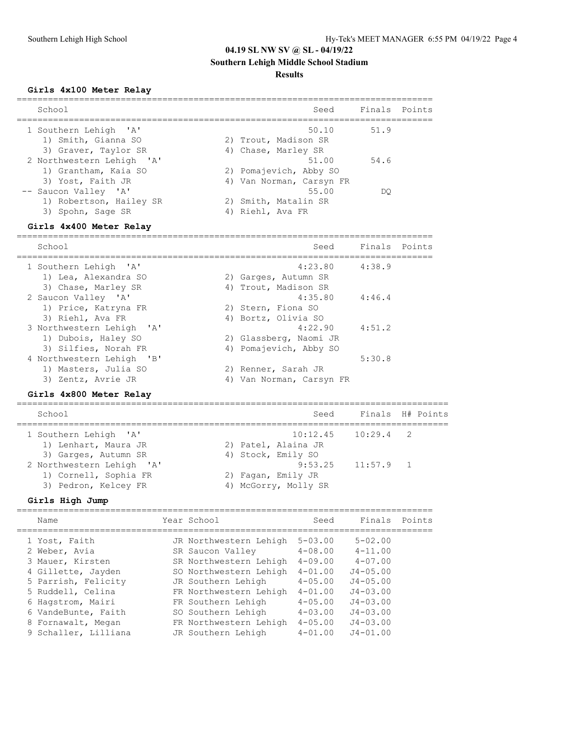## 04.19 SL NW SV @ SL - 04/19/22

### Southern Lehigh Middle School Stadium

### Results

#### Girls 4x100 Meter Relay

| | School | Seed | Finals | Points |
|---|---|---|---|---|
| 1 | Southern Lehigh 'A' | 50.10 | 51.9 | |
| | 1) Smith, Gianna SO; 2) Trout, Madison SR; 3) Graver, Taylor SR; 4) Chase, Marley SR | | | |
| 2 | Northwestern Lehigh 'A' | 51.00 | 54.6 | |
| | 1) Grantham, Kaia SO; 2) Pomajevich, Abby SO; 3) Yost, Faith JR; 4) Van Norman, Carsyn FR | | | |
| -- | Saucon Valley 'A' | 55.00 | DQ | |
| | 1) Robertson, Hailey SR; 2) Smith, Matalin SR; 3) Spohn, Sage SR; 4) Riehl, Ava FR | | | |

#### Girls 4x400 Meter Relay

| | School | Seed | Finals | Points |
|---|---|---|---|---|
| 1 | Southern Lehigh 'A' | 4:23.80 | 4:38.9 | |
| | 1) Lea, Alexandra SO; 2) Garges, Autumn SR; 3) Chase, Marley SR; 4) Trout, Madison SR | | | |
| 2 | Saucon Valley 'A' | 4:35.80 | 4:46.4 | |
| | 1) Price, Katryna FR; 2) Stern, Fiona SO; 3) Riehl, Ava FR; 4) Bortz, Olivia SO | | | |
| 3 | Northwestern Lehigh 'A' | 4:22.90 | 4:51.2 | |
| | 1) Dubois, Haley SO; 2) Glassberg, Naomi JR; 3) Silfies, Norah FR; 4) Pomajevich, Abby SO | | | |
| 4 | Northwestern Lehigh 'B' | | 5:30.8 | |
| | 1) Masters, Julia SO; 2) Renner, Sarah JR; 3) Zentz, Avrie JR; 4) Van Norman, Carsyn FR | | | |

#### Girls 4x800 Meter Relay

| | School | Seed | Finals | H# | Points |
|---|---|---|---|---|---|
| 1 | Southern Lehigh 'A' | 10:12.45 | 10:29.4 | 2 | |
| | 1) Lenhart, Maura JR; 2) Patel, Alaina JR; 3) Garges, Autumn SR; 4) Stock, Emily SO | | | | |
| 2 | Northwestern Lehigh 'A' | 9:53.25 | 11:57.9 | 1 | |
| | 1) Cornell, Sophia FR; 2) Fagan, Emily JR; 3) Pedron, Kelcey FR; 4) McGorry, Molly SR | | | | |

#### Girls High Jump

| | Name | Year | School | Seed | Finals | Points |
|---|---|---|---|---|---|---|
| 1 | Yost, Faith | JR | Northwestern Lehigh | 5-03.00 | 5-02.00 | |
| 2 | Weber, Avia | SR | Saucon Valley | 4-08.00 | 4-11.00 | |
| 3 | Mauer, Kirsten | SR | Northwestern Lehigh | 4-09.00 | 4-07.00 | |
| 4 | Gillette, Jayden | SO | Northwestern Lehigh | 4-01.00 | J4-05.00 | |
| 5 | Parrish, Felicity | JR | Southern Lehigh | 4-05.00 | J4-05.00 | |
| 5 | Ruddell, Celina | FR | Northwestern Lehigh | 4-01.00 | J4-03.00 | |
| 6 | Hagstrom, Mairi | FR | Southern Lehigh | 4-05.00 | J4-03.00 | |
| 6 | VandeBunte, Faith | SO | Southern Lehigh | 4-03.00 | J4-03.00 | |
| 8 | Fornawalt, Megan | FR | Northwestern Lehigh | 4-05.00 | J4-03.00 | |
| 9 | Schaller, Lilliana | JR | Southern Lehigh | 4-01.00 | J4-01.00 | |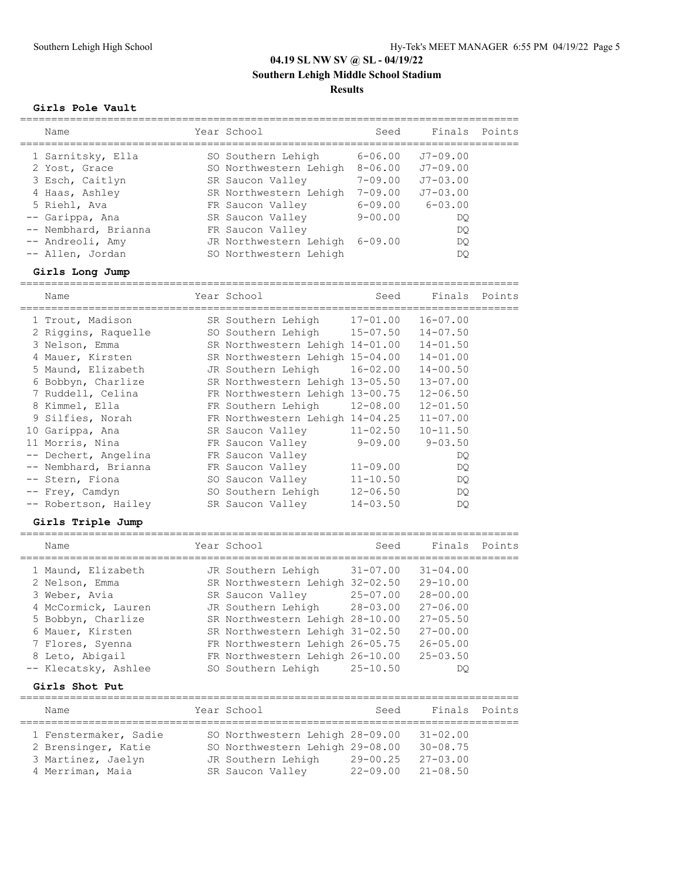## 04.19 SL NW SV @ SL - 04/19/22
### Southern Lehigh Middle School Stadium
### Results

**Girls Pole Vault**

| | Name | Year | School | Seed | Finals | Points |
|---|---|---|---|---|---|---|
| 1 | Sarnitsky, Ella | SO | Southern Lehigh | 6-06.00 | J7-09.00 | |
| 2 | Yost, Grace | SO | Northwestern Lehigh | 8-06.00 | J7-09.00 | |
| 3 | Esch, Caitlyn | SR | Saucon Valley | 7-09.00 | J7-03.00 | |
| 4 | Haas, Ashley | SR | Northwestern Lehigh | 7-09.00 | J7-03.00 | |
| 5 | Riehl, Ava | FR | Saucon Valley | 6-09.00 | 6-03.00 | |
| -- | Garippa, Ana | SR | Saucon Valley | 9-00.00 | DQ | |
| -- | Nembhard, Brianna | FR | Saucon Valley | | DQ | |
| -- | Andreoli, Amy | JR | Northwestern Lehigh | 6-09.00 | DQ | |
| -- | Allen, Jordan | SO | Northwestern Lehigh | | DQ | |

**Girls Long Jump**

| | Name | Year | School | Seed | Finals | Points |
|---|---|---|---|---|---|---|
| 1 | Trout, Madison | SR | Southern Lehigh | 17-01.00 | 16-07.00 | |
| 2 | Riggins, Raquelle | SO | Southern Lehigh | 15-07.50 | 14-07.50 | |
| 3 | Nelson, Emma | SR | Northwestern Lehigh | 14-01.00 | 14-01.50 | |
| 4 | Mauer, Kirsten | SR | Northwestern Lehigh | 15-04.00 | 14-01.00 | |
| 5 | Maund, Elizabeth | JR | Southern Lehigh | 16-02.00 | 14-00.50 | |
| 6 | Bobbyn, Charlize | SR | Northwestern Lehigh | 13-05.50 | 13-07.00 | |
| 7 | Ruddell, Celina | FR | Northwestern Lehigh | 13-00.75 | 12-06.50 | |
| 8 | Kimmel, Ella | FR | Southern Lehigh | 12-08.00 | 12-01.50 | |
| 9 | Silfies, Norah | FR | Northwestern Lehigh | 14-04.25 | 11-07.00 | |
| 10 | Garippa, Ana | SR | Saucon Valley | 11-02.50 | 10-11.50 | |
| 11 | Morris, Nina | FR | Saucon Valley | 9-09.00 | 9-03.50 | |
| -- | Dechert, Angelina | FR | Saucon Valley | | DQ | |
| -- | Nembhard, Brianna | FR | Saucon Valley | 11-09.00 | DQ | |
| -- | Stern, Fiona | SO | Saucon Valley | 11-10.50 | DQ | |
| -- | Frey, Camdyn | SO | Southern Lehigh | 12-06.50 | DQ | |
| -- | Robertson, Hailey | SR | Saucon Valley | 14-03.50 | DQ | |

**Girls Triple Jump**

| | Name | Year | School | Seed | Finals | Points |
|---|---|---|---|---|---|---|
| 1 | Maund, Elizabeth | JR | Southern Lehigh | 31-07.00 | 31-04.00 | |
| 2 | Nelson, Emma | SR | Northwestern Lehigh | 32-02.50 | 29-10.00 | |
| 3 | Weber, Avia | SR | Saucon Valley | 25-07.00 | 28-00.00 | |
| 4 | McCormick, Lauren | JR | Southern Lehigh | 28-03.00 | 27-06.00 | |
| 5 | Bobbyn, Charlize | SR | Northwestern Lehigh | 28-10.00 | 27-05.50 | |
| 6 | Mauer, Kirsten | SR | Northwestern Lehigh | 31-02.50 | 27-00.00 | |
| 7 | Flores, Syenna | FR | Northwestern Lehigh | 26-05.75 | 26-05.00 | |
| 8 | Leto, Abigail | FR | Northwestern Lehigh | 26-10.00 | 25-03.50 | |
| -- | Klecatsky, Ashlee | SO | Southern Lehigh | 25-10.50 | DQ | |

**Girls Shot Put**

| | Name | Year | School | Seed | Finals | Points |
|---|---|---|---|---|---|---|
| 1 | Fenstermaker, Sadie | SO | Northwestern Lehigh | 28-09.00 | 31-02.00 | |
| 2 | Brensinger, Katie | SO | Northwestern Lehigh | 29-08.00 | 30-08.75 | |
| 3 | Martinez, Jaelyn | JR | Southern Lehigh | 29-00.25 | 27-03.00 | |
| 4 | Merriman, Maia | SR | Saucon Valley | 22-09.00 | 21-08.50 | |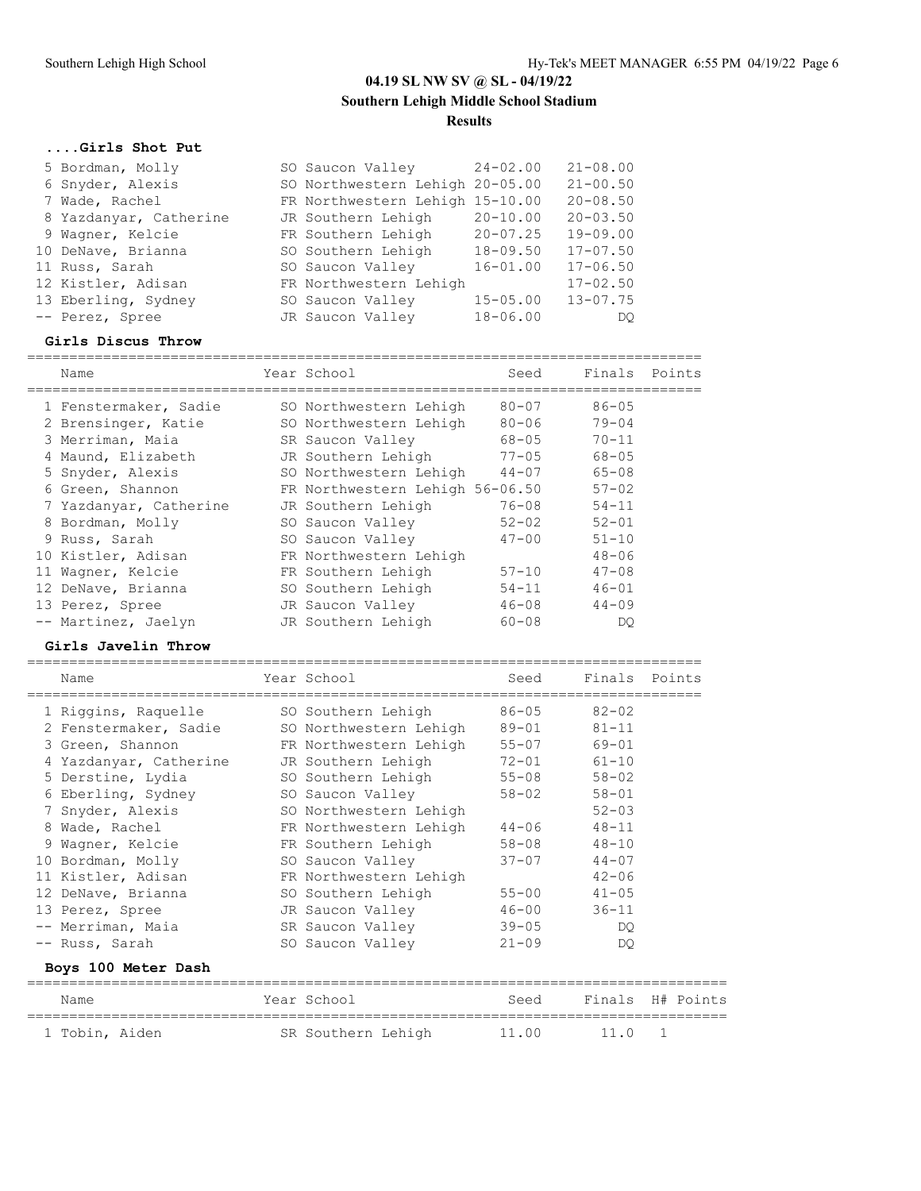# 04.19 SL NW SV @ SL - 04/19/22

## Southern Lehigh Middle School Stadium

## Results

### ....Girls Shot Put

| Place | Name | Year | School | Seed | Finals | Points |
|---|---|---|---|---|---|---|
| 5 | Bordman, Molly | SO | Saucon Valley | 24-02.00 | 21-08.00 | |
| 6 | Snyder, Alexis | SO | Northwestern Lehigh | 20-05.00 | 21-00.50 | |
| 7 | Wade, Rachel | FR | Northwestern Lehigh | 15-10.00 | 20-08.50 | |
| 8 | Yazdanyar, Catherine | JR | Southern Lehigh | 20-10.00 | 20-03.50 | |
| 9 | Wagner, Kelcie | FR | Southern Lehigh | 20-07.25 | 19-09.00 | |
| 10 | DeNave, Brianna | SO | Southern Lehigh | 18-09.50 | 17-07.50 | |
| 11 | Russ, Sarah | SO | Saucon Valley | 16-01.00 | 17-06.50 | |
| 12 | Kistler, Adisan | FR | Northwestern Lehigh | | 17-02.50 | |
| 13 | Eberling, Sydney | SO | Saucon Valley | 15-05.00 | 13-07.75 | |
| -- | Perez, Spree | JR | Saucon Valley | 18-06.00 | DQ | |

### Girls Discus Throw

| Place | Name | Year | School | Seed | Finals | Points |
|---|---|---|---|---|---|---|
| 1 | Fenstermaker, Sadie | SO | Northwestern Lehigh | 80-07 | 86-05 | |
| 2 | Brensinger, Katie | SO | Northwestern Lehigh | 80-06 | 79-04 | |
| 3 | Merriman, Maia | SR | Saucon Valley | 68-05 | 70-11 | |
| 4 | Maund, Elizabeth | JR | Southern Lehigh | 77-05 | 68-05 | |
| 5 | Snyder, Alexis | SO | Northwestern Lehigh | 44-07 | 65-08 | |
| 6 | Green, Shannon | FR | Northwestern Lehigh | 56-06.50 | 57-02 | |
| 7 | Yazdanyar, Catherine | JR | Southern Lehigh | 76-08 | 54-11 | |
| 8 | Bordman, Molly | SO | Saucon Valley | 52-02 | 52-01 | |
| 9 | Russ, Sarah | SO | Saucon Valley | 47-00 | 51-10 | |
| 10 | Kistler, Adisan | FR | Northwestern Lehigh | | 48-06 | |
| 11 | Wagner, Kelcie | FR | Southern Lehigh | 57-10 | 47-08 | |
| 12 | DeNave, Brianna | SO | Southern Lehigh | 54-11 | 46-01 | |
| 13 | Perez, Spree | JR | Saucon Valley | 46-08 | 44-09 | |
| -- | Martinez, Jaelyn | JR | Southern Lehigh | 60-08 | DQ | |

### Girls Javelin Throw

| Place | Name | Year | School | Seed | Finals | Points |
|---|---|---|---|---|---|---|
| 1 | Riggins, Raquelle | SO | Southern Lehigh | 86-05 | 82-02 | |
| 2 | Fenstermaker, Sadie | SO | Northwestern Lehigh | 89-01 | 81-11 | |
| 3 | Green, Shannon | FR | Northwestern Lehigh | 55-07 | 69-01 | |
| 4 | Yazdanyar, Catherine | JR | Southern Lehigh | 72-01 | 61-10 | |
| 5 | Derstine, Lydia | SO | Southern Lehigh | 55-08 | 58-02 | |
| 6 | Eberling, Sydney | SO | Saucon Valley | 58-02 | 58-01 | |
| 7 | Snyder, Alexis | SO | Northwestern Lehigh | | 52-03 | |
| 8 | Wade, Rachel | FR | Northwestern Lehigh | 44-06 | 48-11 | |
| 9 | Wagner, Kelcie | FR | Southern Lehigh | 58-08 | 48-10 | |
| 10 | Bordman, Molly | SO | Saucon Valley | 37-07 | 44-07 | |
| 11 | Kistler, Adisan | FR | Northwestern Lehigh | | 42-06 | |
| 12 | DeNave, Brianna | SO | Southern Lehigh | 55-00 | 41-05 | |
| 13 | Perez, Spree | JR | Saucon Valley | 46-00 | 36-11 | |
| -- | Merriman, Maia | SR | Saucon Valley | 39-05 | DQ | |
| -- | Russ, Sarah | SO | Saucon Valley | 21-09 | DQ | |

### Boys 100 Meter Dash

| Place | Name | Year | School | Seed | Finals | H# | Points |
|---|---|---|---|---|---|---|---|
| 1 | Tobin, Aiden | SR | Southern Lehigh | 11.00 | 11.0 | 1 | |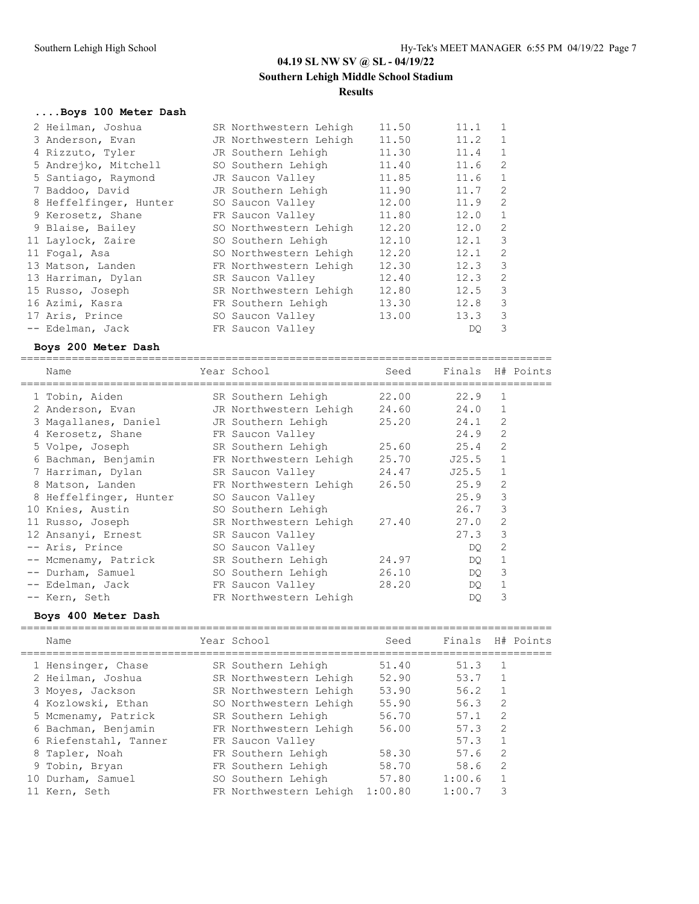## 04.19 SL NW SV @ SL - 04/19/22

**Southern Lehigh Middle School Stadium**

**Results**

### ....Boys 100 Meter Dash

| Place | Name | Year | School | Seed | Finals | H# | Points |
|---|---|---|---|---|---|---|---|
| 2 | Heilman, Joshua | SR | Northwestern Lehigh | 11.50 | 11.1 | 1 | |
| 3 | Anderson, Evan | JR | Northwestern Lehigh | 11.50 | 11.2 | 1 | |
| 4 | Rizzuto, Tyler | JR | Southern Lehigh | 11.30 | 11.4 | 1 | |
| 5 | Andrejko, Mitchell | SO | Southern Lehigh | 11.40 | 11.6 | 2 | |
| 5 | Santiago, Raymond | JR | Saucon Valley | 11.85 | 11.6 | 1 | |
| 7 | Baddoo, David | JR | Southern Lehigh | 11.90 | 11.7 | 2 | |
| 8 | Heffelfinger, Hunter | SO | Saucon Valley | 12.00 | 11.9 | 2 | |
| 9 | Kerosetz, Shane | FR | Saucon Valley | 11.80 | 12.0 | 1 | |
| 9 | Blaise, Bailey | SO | Northwestern Lehigh | 12.20 | 12.0 | 2 | |
| 11 | Laylock, Zaire | SO | Southern Lehigh | 12.10 | 12.1 | 3 | |
| 11 | Fogal, Asa | SO | Northwestern Lehigh | 12.20 | 12.1 | 2 | |
| 13 | Matson, Landen | FR | Northwestern Lehigh | 12.30 | 12.3 | 3 | |
| 13 | Harriman, Dylan | SR | Saucon Valley | 12.40 | 12.3 | 2 | |
| 15 | Russo, Joseph | SR | Northwestern Lehigh | 12.80 | 12.5 | 3 | |
| 16 | Azimi, Kasra | FR | Southern Lehigh | 13.30 | 12.8 | 3 | |
| 17 | Aris, Prince | SO | Saucon Valley | 13.00 | 13.3 | 3 | |
| -- | Edelman, Jack | FR | Saucon Valley | | DQ | 3 | |

### Boys 200 Meter Dash

| Place | Name | Year | School | Seed | Finals | H# | Points |
|---|---|---|---|---|---|---|---|
| 1 | Tobin, Aiden | SR | Southern Lehigh | 22.00 | 22.9 | 1 | |
| 2 | Anderson, Evan | JR | Northwestern Lehigh | 24.60 | 24.0 | 1 | |
| 3 | Magallanes, Daniel | JR | Southern Lehigh | 25.20 | 24.1 | 2 | |
| 4 | Kerosetz, Shane | FR | Saucon Valley | | 24.9 | 2 | |
| 5 | Volpe, Joseph | SR | Southern Lehigh | 25.60 | 25.4 | 2 | |
| 6 | Bachman, Benjamin | FR | Northwestern Lehigh | 25.70 | J25.5 | 1 | |
| 7 | Harriman, Dylan | SR | Saucon Valley | 24.47 | J25.5 | 1 | |
| 8 | Matson, Landen | FR | Northwestern Lehigh | 26.50 | 25.9 | 2 | |
| 8 | Heffelfinger, Hunter | SO | Saucon Valley | | 25.9 | 3 | |
| 10 | Knies, Austin | SO | Southern Lehigh | | 26.7 | 3 | |
| 11 | Russo, Joseph | SR | Northwestern Lehigh | 27.40 | 27.0 | 2 | |
| 12 | Ansanyi, Ernest | SR | Saucon Valley | | 27.3 | 3 | |
| -- | Aris, Prince | SO | Saucon Valley | | DQ | 2 | |
| -- | Mcmenamy, Patrick | SR | Southern Lehigh | 24.97 | DQ | 1 | |
| -- | Durham, Samuel | SO | Southern Lehigh | 26.10 | DQ | 3 | |
| -- | Edelman, Jack | FR | Saucon Valley | 28.20 | DQ | 1 | |
| -- | Kern, Seth | FR | Northwestern Lehigh | | DQ | 3 | |

### Boys 400 Meter Dash

| Place | Name | Year | School | Seed | Finals | H# | Points |
|---|---|---|---|---|---|---|---|
| 1 | Hensinger, Chase | SR | Southern Lehigh | 51.40 | 51.3 | 1 | |
| 2 | Heilman, Joshua | SR | Northwestern Lehigh | 52.90 | 53.7 | 1 | |
| 3 | Moyes, Jackson | SR | Northwestern Lehigh | 53.90 | 56.2 | 1 | |
| 4 | Kozlowski, Ethan | SO | Northwestern Lehigh | 55.90 | 56.3 | 2 | |
| 5 | Mcmenamy, Patrick | SR | Southern Lehigh | 56.70 | 57.1 | 2 | |
| 6 | Bachman, Benjamin | FR | Northwestern Lehigh | 56.00 | 57.3 | 2 | |
| 6 | Riefenstahl, Tanner | FR | Saucon Valley | | 57.3 | 1 | |
| 8 | Tapler, Noah | FR | Southern Lehigh | 58.30 | 57.6 | 2 | |
| 9 | Tobin, Bryan | FR | Southern Lehigh | 58.70 | 58.6 | 2 | |
| 10 | Durham, Samuel | SO | Southern Lehigh | 57.80 | 1:00.6 | 1 | |
| 11 | Kern, Seth | FR | Northwestern Lehigh | 1:00.80 | 1:00.7 | 3 | |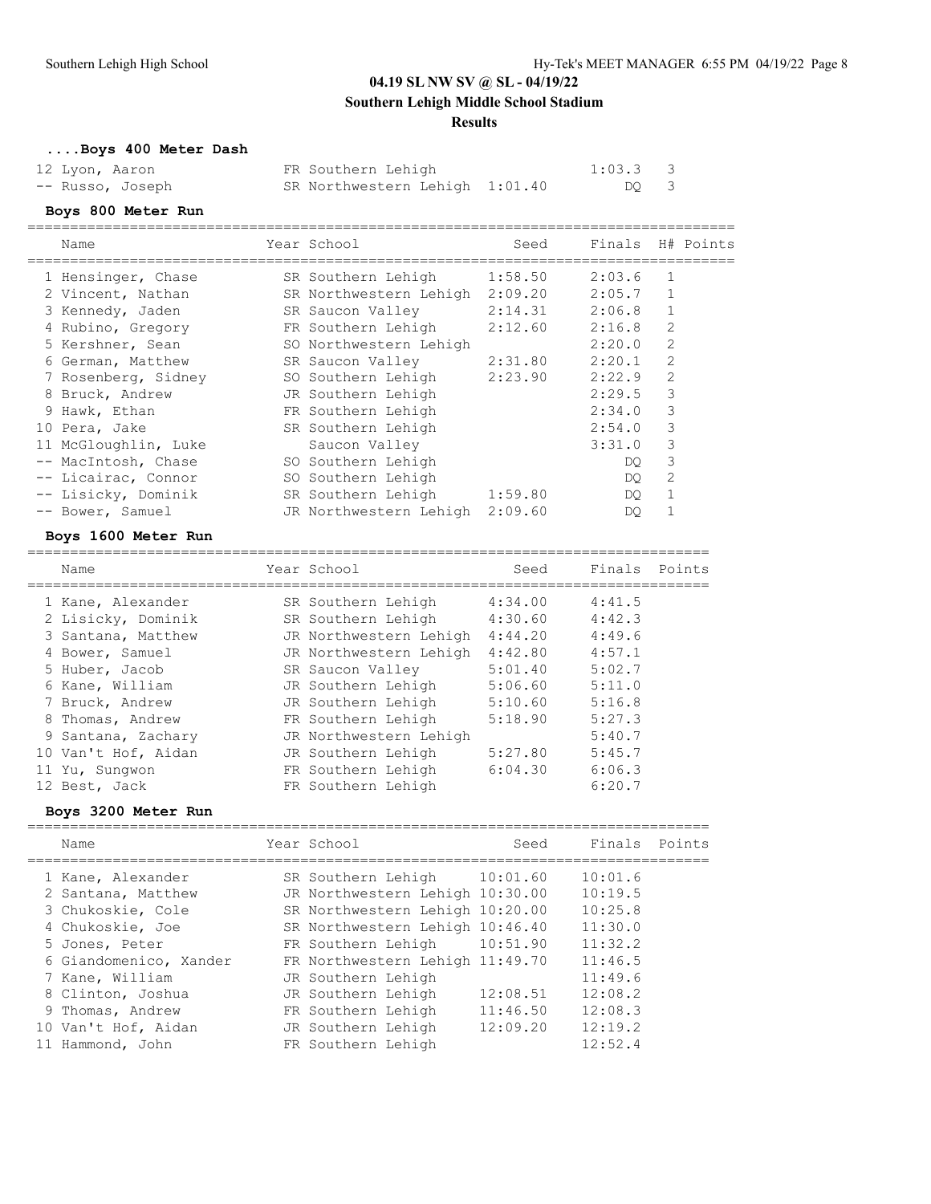# 04.19 SL NW SV @ SL - 04/19/22

**Southern Lehigh Middle School Stadium**

**Results**

### ....Boys 400 Meter Dash

| Place | Name | Year | School | Seed | Finals | H# |
|---|---|---|---|---|---|---|
| 12 | Lyon, Aaron | FR | Southern Lehigh | | 1:03.3 | 3 |
| -- | Russo, Joseph | SR | Northwestern Lehigh | 1:01.40 | DQ | 3 |

### Boys 800 Meter Run

| Place | Name | Year | School | Seed | Finals | H# | Points |
|---|---|---|---|---|---|---|---|
| 1 | Hensinger, Chase | SR | Southern Lehigh | 1:58.50 | 2:03.6 | 1 | |
| 2 | Vincent, Nathan | SR | Northwestern Lehigh | 2:09.20 | 2:05.7 | 1 | |
| 3 | Kennedy, Jaden | SR | Saucon Valley | 2:14.31 | 2:06.8 | 1 | |
| 4 | Rubino, Gregory | FR | Southern Lehigh | 2:12.60 | 2:16.8 | 2 | |
| 5 | Kershner, Sean | SO | Northwestern Lehigh | | 2:20.0 | 2 | |
| 6 | German, Matthew | SR | Saucon Valley | 2:31.80 | 2:20.1 | 2 | |
| 7 | Rosenberg, Sidney | SO | Southern Lehigh | 2:23.90 | 2:22.9 | 2 | |
| 8 | Bruck, Andrew | JR | Southern Lehigh | | 2:29.5 | 3 | |
| 9 | Hawk, Ethan | FR | Southern Lehigh | | 2:34.0 | 3 | |
| 10 | Pera, Jake | SR | Southern Lehigh | | 2:54.0 | 3 | |
| 11 | McGloughlin, Luke | | Saucon Valley | | 3:31.0 | 3 | |
| -- | MacIntosh, Chase | SO | Southern Lehigh | | DQ | 3 | |
| -- | Licairac, Connor | SO | Southern Lehigh | | DQ | 2 | |
| -- | Lisicky, Dominik | SR | Southern Lehigh | 1:59.80 | DQ | 1 | |
| -- | Bower, Samuel | JR | Northwestern Lehigh | 2:09.60 | DQ | 1 | |

### Boys 1600 Meter Run

| Place | Name | Year | School | Seed | Finals | Points |
|---|---|---|---|---|---|---|
| 1 | Kane, Alexander | SR | Southern Lehigh | 4:34.00 | 4:41.5 | |
| 2 | Lisicky, Dominik | SR | Southern Lehigh | 4:30.60 | 4:42.3 | |
| 3 | Santana, Matthew | JR | Northwestern Lehigh | 4:44.20 | 4:49.6 | |
| 4 | Bower, Samuel | JR | Northwestern Lehigh | 4:42.80 | 4:57.1 | |
| 5 | Huber, Jacob | SR | Saucon Valley | 5:01.40 | 5:02.7 | |
| 6 | Kane, William | JR | Southern Lehigh | 5:06.60 | 5:11.0 | |
| 7 | Bruck, Andrew | JR | Southern Lehigh | 5:10.60 | 5:16.8 | |
| 8 | Thomas, Andrew | FR | Southern Lehigh | 5:18.90 | 5:27.3 | |
| 9 | Santana, Zachary | JR | Northwestern Lehigh | | 5:40.7 | |
| 10 | Van't Hof, Aidan | JR | Southern Lehigh | 5:27.80 | 5:45.7 | |
| 11 | Yu, Sungwon | FR | Southern Lehigh | 6:04.30 | 6:06.3 | |
| 12 | Best, Jack | FR | Southern Lehigh | | 6:20.7 | |

### Boys 3200 Meter Run

| Place | Name | Year | School | Seed | Finals | Points |
|---|---|---|---|---|---|---|
| 1 | Kane, Alexander | SR | Southern Lehigh | 10:01.60 | 10:01.6 | |
| 2 | Santana, Matthew | JR | Northwestern Lehigh | 10:30.00 | 10:19.5 | |
| 3 | Chukoskie, Cole | SR | Northwestern Lehigh | 10:20.00 | 10:25.8 | |
| 4 | Chukoskie, Joe | SR | Northwestern Lehigh | 10:46.40 | 11:30.0 | |
| 5 | Jones, Peter | FR | Southern Lehigh | 10:51.90 | 11:32.2 | |
| 6 | Giandomenico, Xander | FR | Northwestern Lehigh | 11:49.70 | 11:46.5 | |
| 7 | Kane, William | JR | Southern Lehigh | | 11:49.6 | |
| 8 | Clinton, Joshua | JR | Southern Lehigh | 12:08.51 | 12:08.2 | |
| 9 | Thomas, Andrew | FR | Southern Lehigh | 11:46.50 | 12:08.3 | |
| 10 | Van't Hof, Aidan | JR | Southern Lehigh | 12:09.20 | 12:19.2 | |
| 11 | Hammond, John | FR | Southern Lehigh | | 12:52.4 | |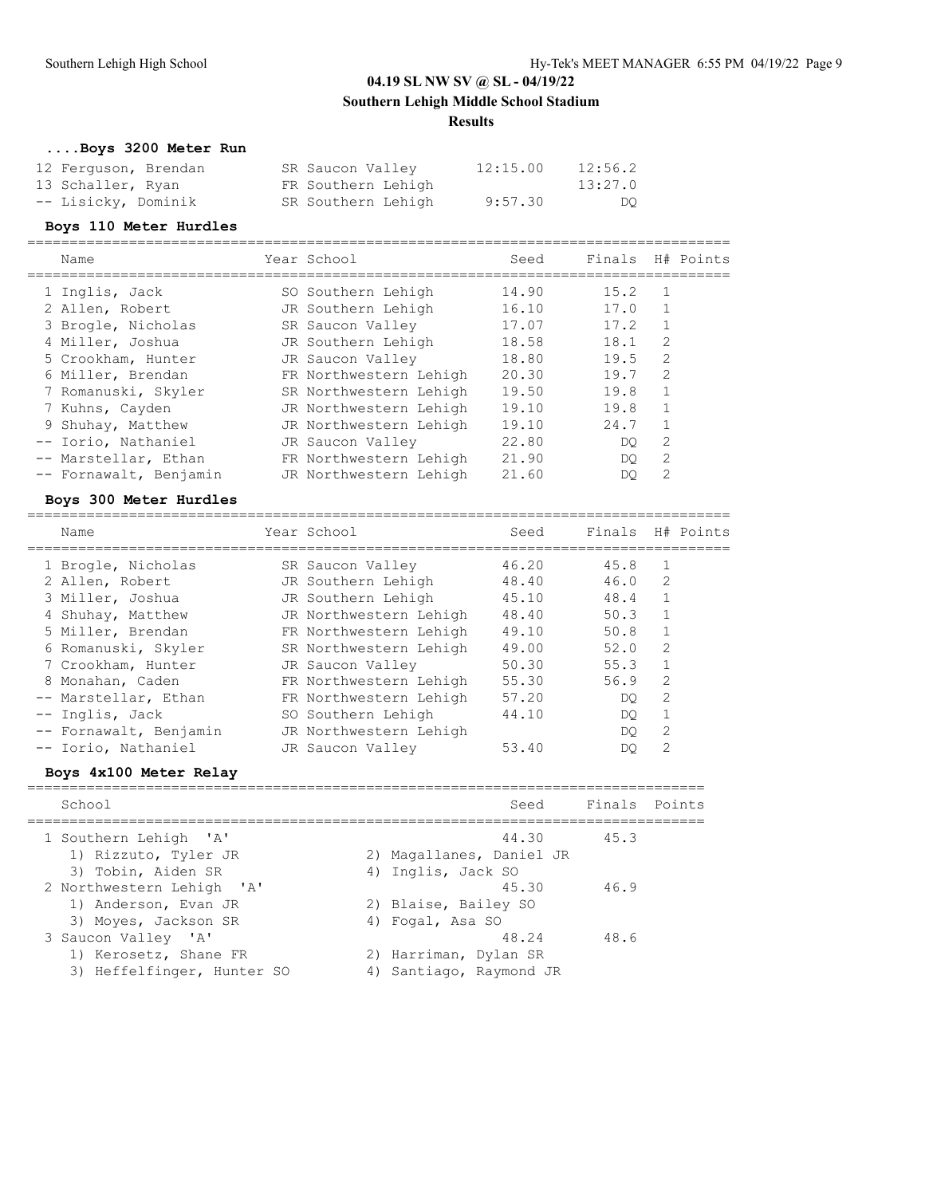# 04.19 SL NW SV @ SL - 04/19/22

**Southern Lehigh Middle School Stadium**

**Results**

### ....Boys 3200 Meter Run

| Name | Year | School | Seed | Finals |
|---|---|---|---|---|
| 12 Ferguson, Brendan | SR | Saucon Valley | 12:15.00 | 12:56.2 |
| 13 Schaller, Ryan | FR | Southern Lehigh | | 13:27.0 |
| -- Lisicky, Dominik | SR | Southern Lehigh | 9:57.30 | DQ |

### Boys 110 Meter Hurdles

| Name | Year | School | Seed | Finals | H# | Points |
|---|---|---|---|---|---|---|
| 1 Inglis, Jack | SO | Southern Lehigh | 14.90 | 15.2 | 1 | |
| 2 Allen, Robert | JR | Southern Lehigh | 16.10 | 17.0 | 1 | |
| 3 Brogle, Nicholas | SR | Saucon Valley | 17.07 | 17.2 | 1 | |
| 4 Miller, Joshua | JR | Southern Lehigh | 18.58 | 18.1 | 2 | |
| 5 Crookham, Hunter | JR | Saucon Valley | 18.80 | 19.5 | 2 | |
| 6 Miller, Brendan | FR | Northwestern Lehigh | 20.30 | 19.7 | 2 | |
| 7 Romanuski, Skyler | SR | Northwestern Lehigh | 19.50 | 19.8 | 1 | |
| 7 Kuhns, Cayden | JR | Northwestern Lehigh | 19.10 | 19.8 | 1 | |
| 9 Shuhay, Matthew | JR | Northwestern Lehigh | 19.10 | 24.7 | 1 | |
| -- Iorio, Nathaniel | JR | Saucon Valley | 22.80 | DQ | 2 | |
| -- Marstellar, Ethan | FR | Northwestern Lehigh | 21.90 | DQ | 2 | |
| -- Fornawalt, Benjamin | JR | Northwestern Lehigh | 21.60 | DQ | 2 | |

### Boys 300 Meter Hurdles

| Name | Year | School | Seed | Finals | H# | Points |
|---|---|---|---|---|---|---|
| 1 Brogle, Nicholas | SR | Saucon Valley | 46.20 | 45.8 | 1 | |
| 2 Allen, Robert | JR | Southern Lehigh | 48.40 | 46.0 | 2 | |
| 3 Miller, Joshua | JR | Southern Lehigh | 45.10 | 48.4 | 1 | |
| 4 Shuhay, Matthew | JR | Northwestern Lehigh | 48.40 | 50.3 | 1 | |
| 5 Miller, Brendan | FR | Northwestern Lehigh | 49.10 | 50.8 | 1 | |
| 6 Romanuski, Skyler | SR | Northwestern Lehigh | 49.00 | 52.0 | 2 | |
| 7 Crookham, Hunter | JR | Saucon Valley | 50.30 | 55.3 | 1 | |
| 8 Monahan, Caden | FR | Northwestern Lehigh | 55.30 | 56.9 | 2 | |
| -- Marstellar, Ethan | FR | Northwestern Lehigh | 57.20 | DQ | 2 | |
| -- Inglis, Jack | SO | Southern Lehigh | 44.10 | DQ | 1 | |
| -- Fornawalt, Benjamin | JR | Northwestern Lehigh | | DQ | 2 | |
| -- Iorio, Nathaniel | JR | Saucon Valley | 53.40 | DQ | 2 | |

### Boys 4x100 Meter Relay

| School | Seed | Finals | Points |
|---|---|---|---|
| 1 Southern Lehigh 'A' | 44.30 | 45.3 | |
| 1) Rizzuto, Tyler JR; 2) Magallanes, Daniel JR; 3) Tobin, Aiden SR; 4) Inglis, Jack SO | | | |
| 2 Northwestern Lehigh 'A' | 45.30 | 46.9 | |
| 1) Anderson, Evan JR; 2) Blaise, Bailey SO; 3) Moyes, Jackson SR; 4) Fogal, Asa SO | | | |
| 3 Saucon Valley 'A' | 48.24 | 48.6 | |
| 1) Kerosetz, Shane FR; 2) Harriman, Dylan SR; 3) Heffelfinger, Hunter SO; 4) Santiago, Raymond JR | | | |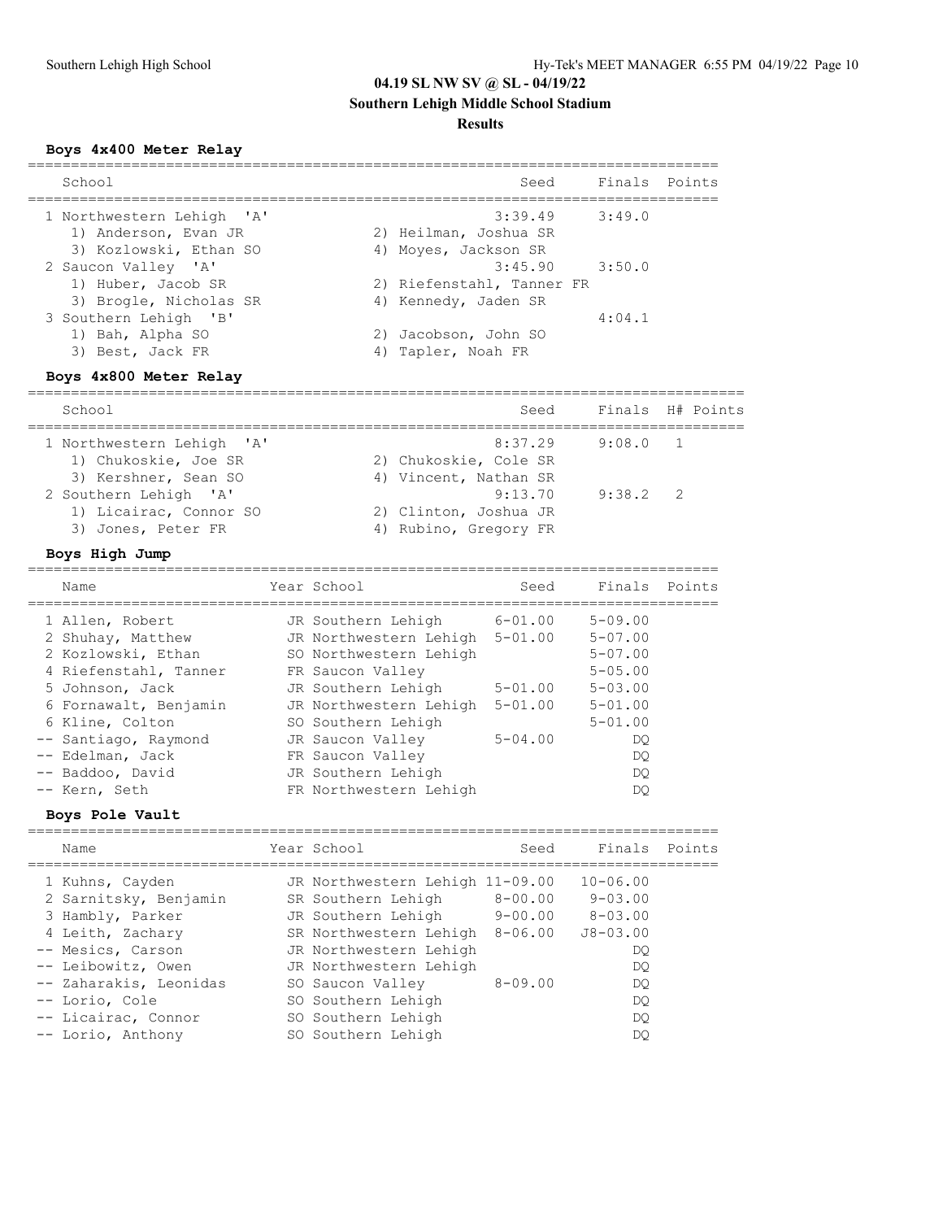## 04.19 SL NW SV @ SL - 04/19/22

**Southern Lehigh Middle School Stadium**

**Results**

### Boys 4x400 Meter Relay

| | School | Seed | Finals | Points |
|---|---|---|---|---|
| 1 | Northwestern Lehigh 'A' | 3:39.49 | 3:49.0 | |
| | 1) Anderson, Evan JR; 2) Heilman, Joshua SR; 3) Kozlowski, Ethan SO; 4) Moyes, Jackson SR | | | |
| 2 | Saucon Valley 'A' | 3:45.90 | 3:50.0 | |
| | 1) Huber, Jacob SR; 2) Riefenstahl, Tanner FR; 3) Brogle, Nicholas SR; 4) Kennedy, Jaden SR | | | |
| 3 | Southern Lehigh 'B' | | 4:04.1 | |
| | 1) Bah, Alpha SO; 2) Jacobson, John SO; 3) Best, Jack FR; 4) Tapler, Noah FR | | | |

### Boys 4x800 Meter Relay

| | School | Seed | Finals | H# | Points |
|---|---|---|---|---|---|
| 1 | Northwestern Lehigh 'A' | 8:37.29 | 9:08.0 | 1 | |
| | 1) Chukoskie, Joe SR; 2) Chukoskie, Cole SR; 3) Kershner, Sean SO; 4) Vincent, Nathan SR | | | | |
| 2 | Southern Lehigh 'A' | 9:13.70 | 9:38.2 | 2 | |
| | 1) Licairac, Connor SO; 2) Clinton, Joshua JR; 3) Jones, Peter FR; 4) Rubino, Gregory FR | | | | |

### Boys High Jump

| | Name | Year | School | Seed | Finals | Points |
|---|---|---|---|---|---|---|
| 1 | Allen, Robert | JR | Southern Lehigh | 6-01.00 | 5-09.00 | |
| 2 | Shuhay, Matthew | JR | Northwestern Lehigh | 5-01.00 | 5-07.00 | |
| 2 | Kozlowski, Ethan | SO | Northwestern Lehigh | | 5-07.00 | |
| 4 | Riefenstahl, Tanner | FR | Saucon Valley | | 5-05.00 | |
| 5 | Johnson, Jack | JR | Southern Lehigh | 5-01.00 | 5-03.00 | |
| 6 | Fornawalt, Benjamin | JR | Northwestern Lehigh | 5-01.00 | 5-01.00 | |
| 6 | Kline, Colton | SO | Southern Lehigh | | 5-01.00 | |
| -- | Santiago, Raymond | JR | Saucon Valley | 5-04.00 | DQ | |
| -- | Edelman, Jack | FR | Saucon Valley | | DQ | |
| -- | Baddoo, David | JR | Southern Lehigh | | DQ | |
| -- | Kern, Seth | FR | Northwestern Lehigh | | DQ | |

### Boys Pole Vault

| | Name | Year | School | Seed | Finals | Points |
|---|---|---|---|---|---|---|
| 1 | Kuhns, Cayden | JR | Northwestern Lehigh | 11-09.00 | 10-06.00 | |
| 2 | Sarnitsky, Benjamin | SR | Southern Lehigh | 8-00.00 | 9-03.00 | |
| 3 | Hambly, Parker | JR | Southern Lehigh | 9-00.00 | 8-03.00 | |
| 4 | Leith, Zachary | SR | Northwestern Lehigh | 8-06.00 | J8-03.00 | |
| -- | Mesics, Carson | JR | Northwestern Lehigh | | DQ | |
| -- | Leibowitz, Owen | JR | Northwestern Lehigh | | DQ | |
| -- | Zaharakis, Leonidas | SO | Saucon Valley | 8-09.00 | DQ | |
| -- | Lorio, Cole | SO | Southern Lehigh | | DQ | |
| -- | Licairac, Connor | SO | Southern Lehigh | | DQ | |
| -- | Lorio, Anthony | SO | Southern Lehigh | | DQ | |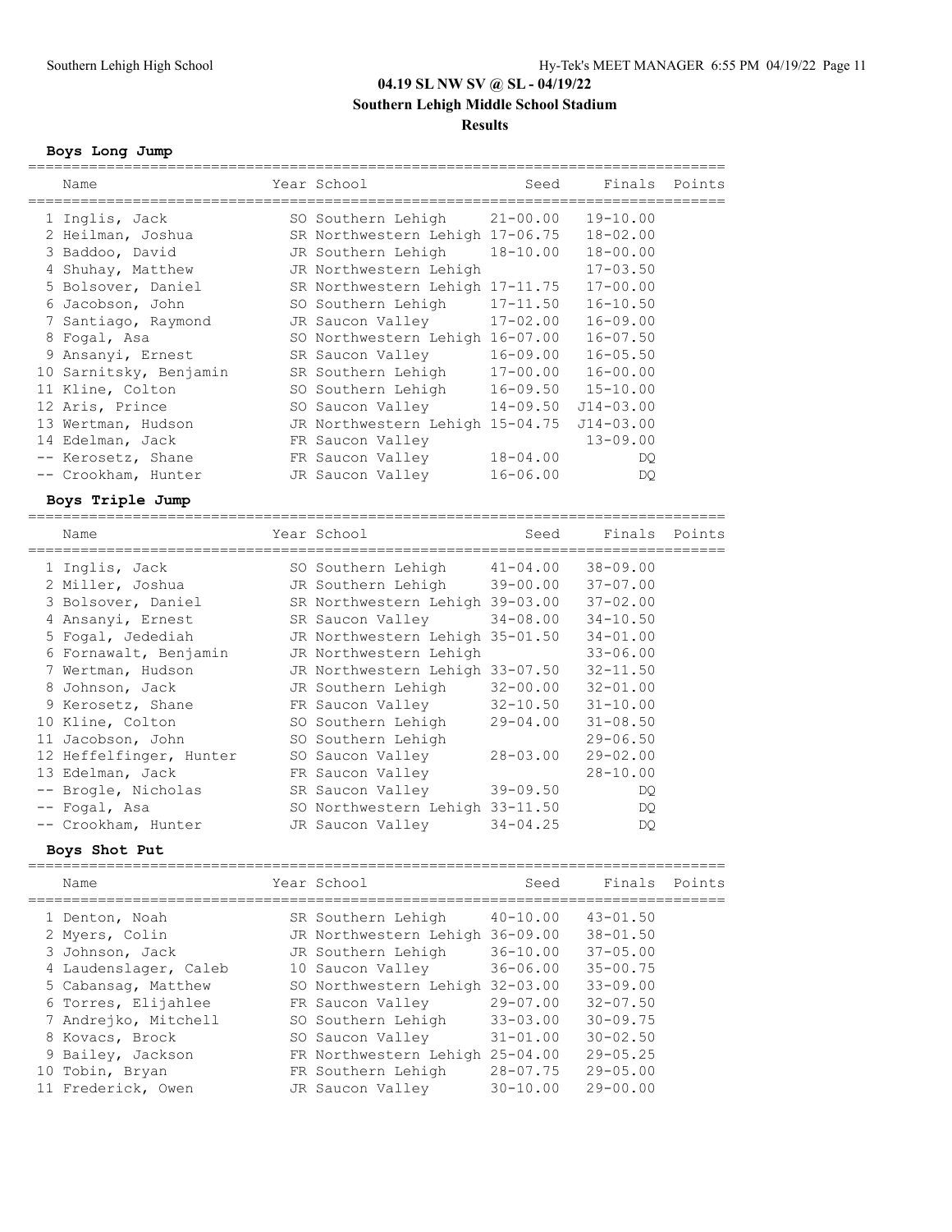**04.19 SL NW SV @ SL - 04/19/22**

**Southern Lehigh Middle School Stadium**

**Results**

### Boys Long Jump

| Name | Year | School | Seed | Finals | Points |
|---|---|---|---|---|---|
| 1 Inglis, Jack | SO | Southern Lehigh | 21-00.00 | 19-10.00 | |
| 2 Heilman, Joshua | SR | Northwestern Lehigh | 17-06.75 | 18-02.00 | |
| 3 Baddoo, David | JR | Southern Lehigh | 18-10.00 | 18-00.00 | |
| 4 Shuhay, Matthew | JR | Northwestern Lehigh | | 17-03.50 | |
| 5 Bolsover, Daniel | SR | Northwestern Lehigh | 17-11.75 | 17-00.00 | |
| 6 Jacobson, John | SO | Southern Lehigh | 17-11.50 | 16-10.50 | |
| 7 Santiago, Raymond | JR | Saucon Valley | 17-02.00 | 16-09.00 | |
| 8 Fogal, Asa | SO | Northwestern Lehigh | 16-07.00 | 16-07.50 | |
| 9 Ansanyi, Ernest | SR | Saucon Valley | 16-09.00 | 16-05.50 | |
| 10 Sarnitsky, Benjamin | SR | Southern Lehigh | 17-00.00 | 16-00.00 | |
| 11 Kline, Colton | SO | Southern Lehigh | 16-09.50 | 15-10.00 | |
| 12 Aris, Prince | SO | Saucon Valley | 14-09.50 | J14-03.00 | |
| 13 Wertman, Hudson | JR | Northwestern Lehigh | 15-04.75 | J14-03.00 | |
| 14 Edelman, Jack | FR | Saucon Valley | | 13-09.00 | |
| -- Kerosetz, Shane | FR | Saucon Valley | 18-04.00 | DQ | |
| -- Crookham, Hunter | JR | Saucon Valley | 16-06.00 | DQ | |

### Boys Triple Jump

| Name | Year | School | Seed | Finals | Points |
|---|---|---|---|---|---|
| 1 Inglis, Jack | SO | Southern Lehigh | 41-04.00 | 38-09.00 | |
| 2 Miller, Joshua | JR | Southern Lehigh | 39-00.00 | 37-07.00 | |
| 3 Bolsover, Daniel | SR | Northwestern Lehigh | 39-03.00 | 37-02.00 | |
| 4 Ansanyi, Ernest | SR | Saucon Valley | 34-08.00 | 34-10.50 | |
| 5 Fogal, Jedediah | JR | Northwestern Lehigh | 35-01.50 | 34-01.00 | |
| 6 Fornawalt, Benjamin | JR | Northwestern Lehigh | | 33-06.00 | |
| 7 Wertman, Hudson | JR | Northwestern Lehigh | 33-07.50 | 32-11.50 | |
| 8 Johnson, Jack | JR | Southern Lehigh | 32-00.00 | 32-01.00 | |
| 9 Kerosetz, Shane | FR | Saucon Valley | 32-10.50 | 31-10.00 | |
| 10 Kline, Colton | SO | Southern Lehigh | 29-04.00 | 31-08.50 | |
| 11 Jacobson, John | SO | Southern Lehigh | | 29-06.50 | |
| 12 Heffelfinger, Hunter | SO | Saucon Valley | 28-03.00 | 29-02.00 | |
| 13 Edelman, Jack | FR | Saucon Valley | | 28-10.00 | |
| -- Brogle, Nicholas | SR | Saucon Valley | 39-09.50 | DQ | |
| -- Fogal, Asa | SO | Northwestern Lehigh | 33-11.50 | DQ | |
| -- Crookham, Hunter | JR | Saucon Valley | 34-04.25 | DQ | |

### Boys Shot Put

| Name | Year | School | Seed | Finals | Points |
|---|---|---|---|---|---|
| 1 Denton, Noah | SR | Southern Lehigh | 40-10.00 | 43-01.50 | |
| 2 Myers, Colin | JR | Northwestern Lehigh | 36-09.00 | 38-01.50 | |
| 3 Johnson, Jack | JR | Southern Lehigh | 36-10.00 | 37-05.00 | |
| 4 Laudenslager, Caleb | 10 | Saucon Valley | 36-06.00 | 35-00.75 | |
| 5 Cabansag, Matthew | SO | Northwestern Lehigh | 32-03.00 | 33-09.00 | |
| 6 Torres, Elijahlee | FR | Saucon Valley | 29-07.00 | 32-07.50 | |
| 7 Andrejko, Mitchell | SO | Southern Lehigh | 33-03.00 | 30-09.75 | |
| 8 Kovacs, Brock | SO | Saucon Valley | 31-01.00 | 30-02.50 | |
| 9 Bailey, Jackson | FR | Northwestern Lehigh | 25-04.00 | 29-05.25 | |
| 10 Tobin, Bryan | FR | Southern Lehigh | 28-07.75 | 29-05.00 | |
| 11 Frederick, Owen | JR | Saucon Valley | 30-10.00 | 29-00.00 | |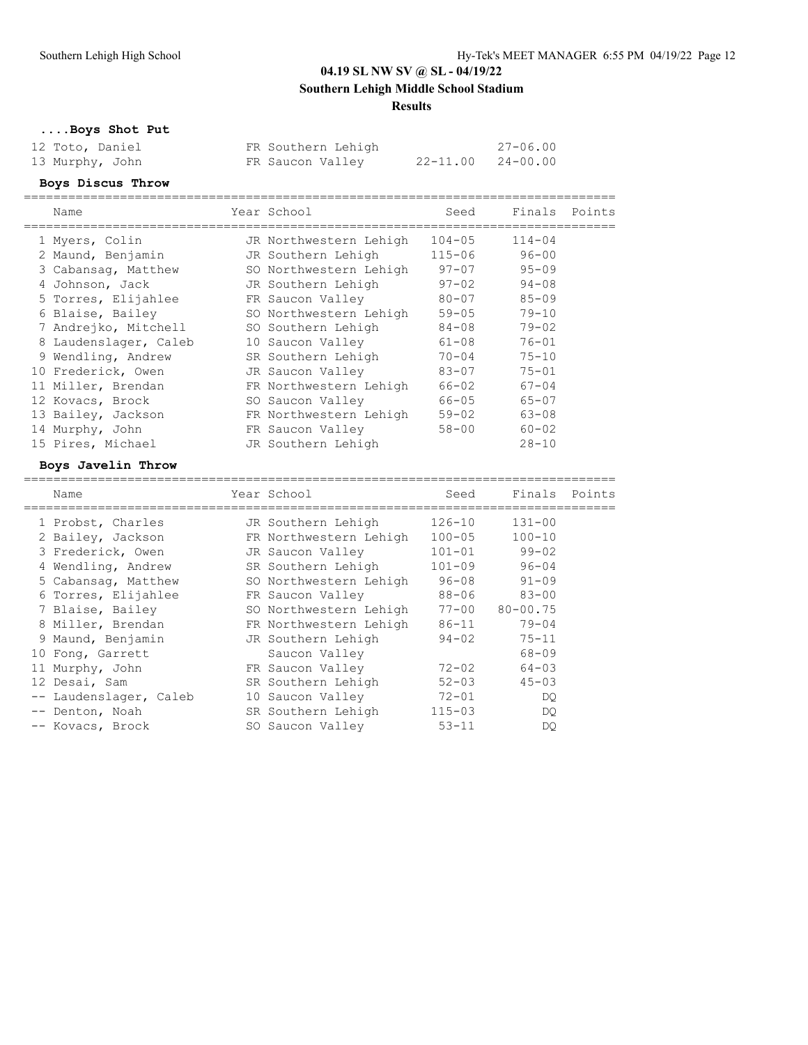## 04.19 SL NW SV @ SL - 04/19/22

**Southern Lehigh Middle School Stadium**

**Results**

### ....Boys Shot Put

| Name | Year | School | Seed | Finals |
|---|---|---|---|---|
| 12 Toto, Daniel | FR | Southern Lehigh | | 27-06.00 |
| 13 Murphy, John | FR | Saucon Valley | 22-11.00 | 24-00.00 |

### Boys Discus Throw

| Name | Year | School | Seed | Finals | Points |
|---|---|---|---|---|---|
| 1 Myers, Colin | JR | Northwestern Lehigh | 104-05 | 114-04 | |
| 2 Maund, Benjamin | JR | Southern Lehigh | 115-06 | 96-00 | |
| 3 Cabansag, Matthew | SO | Northwestern Lehigh | 97-07 | 95-09 | |
| 4 Johnson, Jack | JR | Southern Lehigh | 97-02 | 94-08 | |
| 5 Torres, Elijahlee | FR | Saucon Valley | 80-07 | 85-09 | |
| 6 Blaise, Bailey | SO | Northwestern Lehigh | 59-05 | 79-10 | |
| 7 Andrejko, Mitchell | SO | Southern Lehigh | 84-08 | 79-02 | |
| 8 Laudenslager, Caleb | 10 | Saucon Valley | 61-08 | 76-01 | |
| 9 Wendling, Andrew | SR | Southern Lehigh | 70-04 | 75-10 | |
| 10 Frederick, Owen | JR | Saucon Valley | 83-07 | 75-01 | |
| 11 Miller, Brendan | FR | Northwestern Lehigh | 66-02 | 67-04 | |
| 12 Kovacs, Brock | SO | Saucon Valley | 66-05 | 65-07 | |
| 13 Bailey, Jackson | FR | Northwestern Lehigh | 59-02 | 63-08 | |
| 14 Murphy, John | FR | Saucon Valley | 58-00 | 60-02 | |
| 15 Pires, Michael | JR | Southern Lehigh | | 28-10 | |

### Boys Javelin Throw

| Name | Year | School | Seed | Finals | Points |
|---|---|---|---|---|---|
| 1 Probst, Charles | JR | Southern Lehigh | 126-10 | 131-00 | |
| 2 Bailey, Jackson | FR | Northwestern Lehigh | 100-05 | 100-10 | |
| 3 Frederick, Owen | JR | Saucon Valley | 101-01 | 99-02 | |
| 4 Wendling, Andrew | SR | Southern Lehigh | 101-09 | 96-04 | |
| 5 Cabansag, Matthew | SO | Northwestern Lehigh | 96-08 | 91-09 | |
| 6 Torres, Elijahlee | FR | Saucon Valley | 88-06 | 83-00 | |
| 7 Blaise, Bailey | SO | Northwestern Lehigh | 77-00 | 80-00.75 | |
| 8 Miller, Brendan | FR | Northwestern Lehigh | 86-11 | 79-04 | |
| 9 Maund, Benjamin | JR | Southern Lehigh | 94-02 | 75-11 | |
| 10 Fong, Garrett | | Saucon Valley | | 68-09 | |
| 11 Murphy, John | FR | Saucon Valley | 72-02 | 64-03 | |
| 12 Desai, Sam | SR | Southern Lehigh | 52-03 | 45-03 | |
| -- Laudenslager, Caleb | 10 | Saucon Valley | 72-01 | DQ | |
| -- Denton, Noah | SR | Southern Lehigh | 115-03 | DQ | |
| -- Kovacs, Brock | SO | Saucon Valley | 53-11 | DQ | |